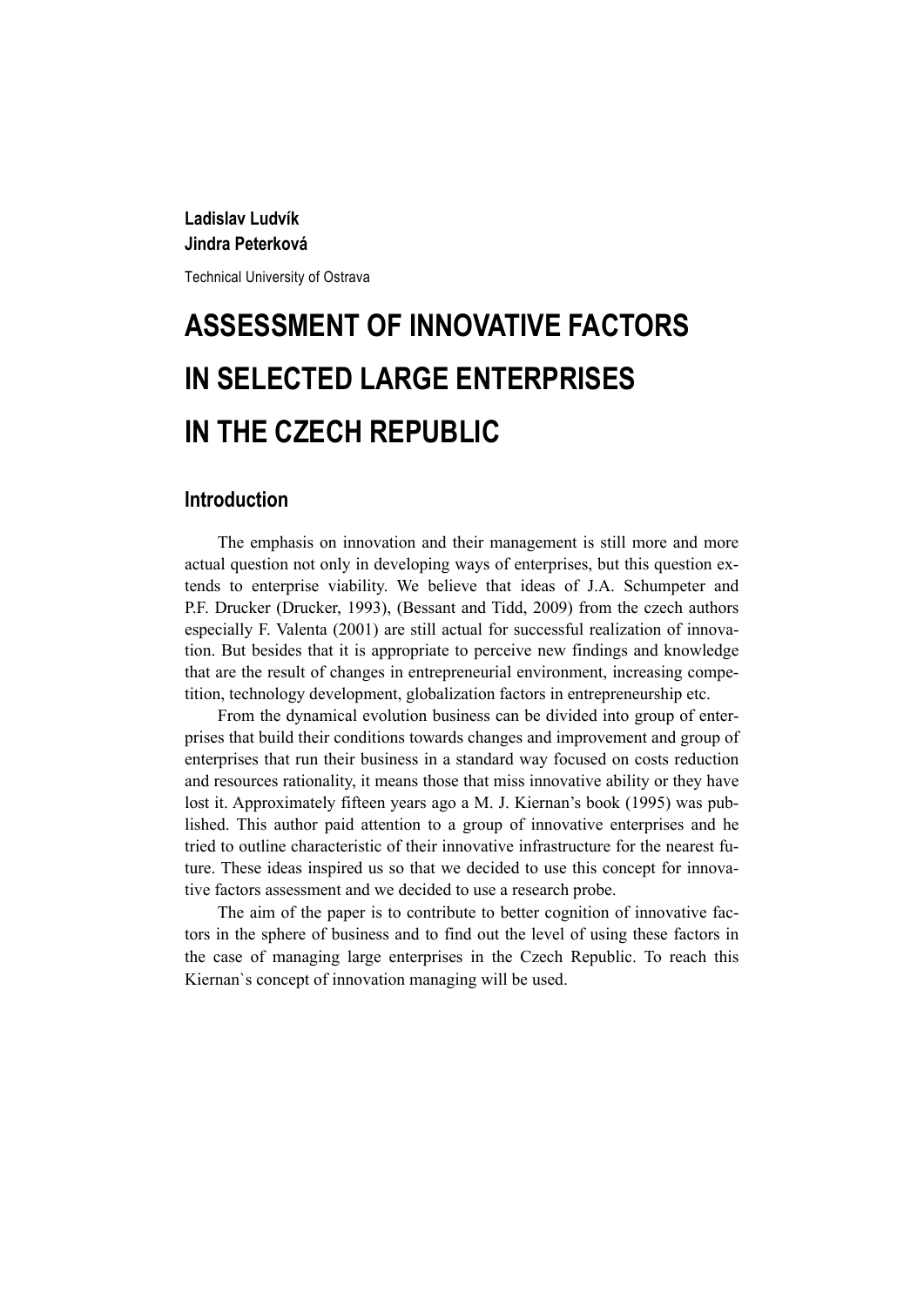**Ladislav Ludvík**
**Jindra Peterková**

Technical University of Ostrava

# ASSESSMENT OF INNOVATIVE FACTORS IN SELECTED LARGE ENTERPRISES IN THE CZECH REPUBLIC

## Introduction

The emphasis on innovation and their management is still more and more actual question not only in developing ways of enterprises, but this question extends to enterprise viability. We believe that ideas of J.A. Schumpeter and P.F. Drucker (Drucker, 1993), (Bessant and Tidd, 2009) from the czech authors especially F. Valenta (2001) are still actual for successful realization of innovation. But besides that it is appropriate to perceive new findings and knowledge that are the result of changes in entrepreneurial environment, increasing competition, technology development, globalization factors in entrepreneurship etc.

From the dynamical evolution business can be divided into group of enterprises that build their conditions towards changes and improvement and group of enterprises that run their business in a standard way focused on costs reduction and resources rationality, it means those that miss innovative ability or they have lost it. Approximately fifteen years ago a M. J. Kiernan's book (1995) was published. This author paid attention to a group of innovative enterprises and he tried to outline characteristic of their innovative infrastructure for the nearest future. These ideas inspired us so that we decided to use this concept for innovative factors assessment and we decided to use a research probe.

The aim of the paper is to contribute to better cognition of innovative factors in the sphere of business and to find out the level of using these factors in the case of managing large enterprises in the Czech Republic. To reach this Kiernan`s concept of innovation managing will be used.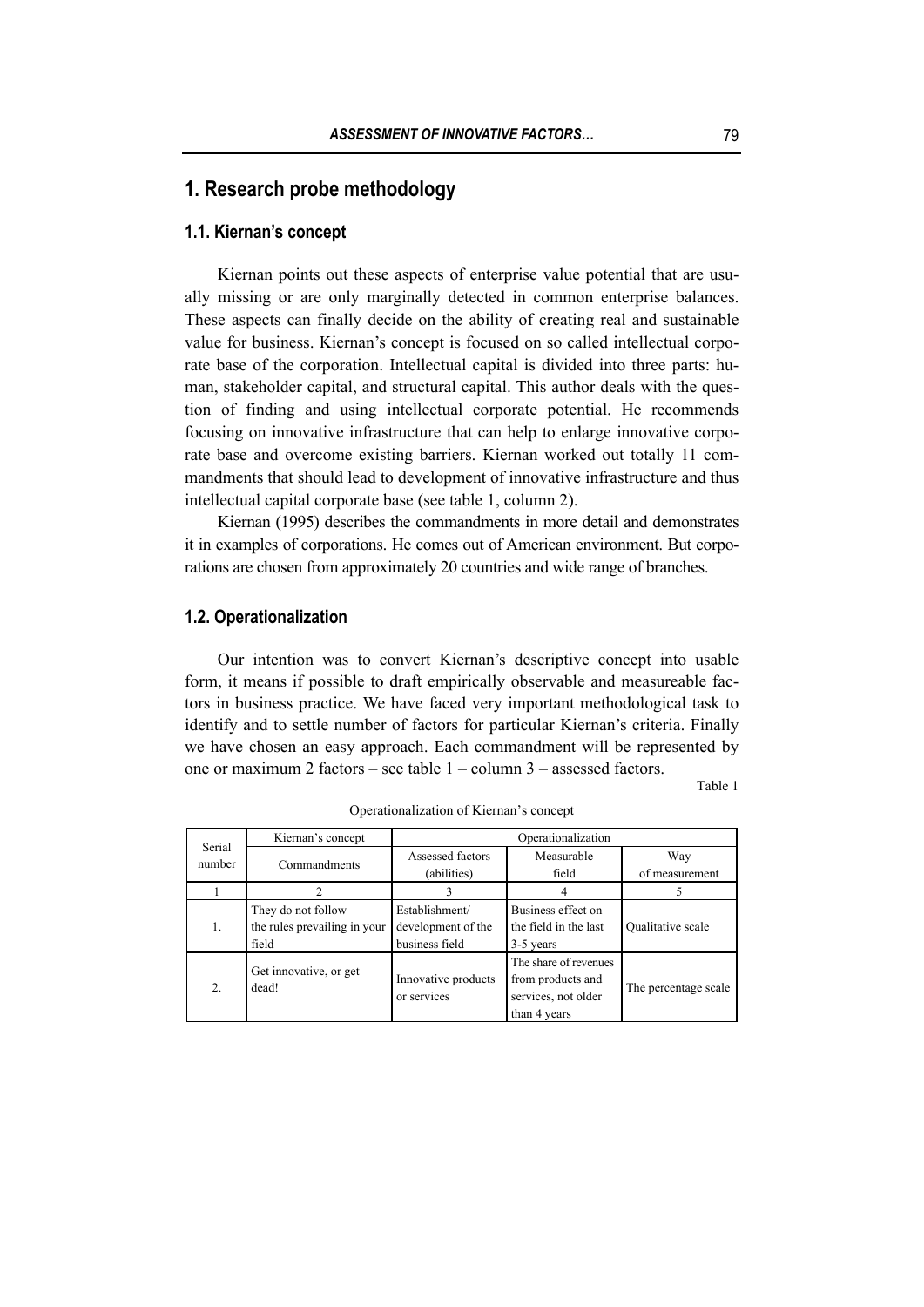# 1. Research probe methodology

## 1.1. Kiernan's concept

Kiernan points out these aspects of enterprise value potential that are usually missing or are only marginally detected in common enterprise balances. These aspects can finally decide on the ability of creating real and sustainable value for business. Kiernan's concept is focused on so called intellectual corporate base of the corporation. Intellectual capital is divided into three parts: human, stakeholder capital, and structural capital. This author deals with the question of finding and using intellectual corporate potential. He recommends focusing on innovative infrastructure that can help to enlarge innovative corporate base and overcome existing barriers. Kiernan worked out totally 11 commandments that should lead to development of innovative infrastructure and thus intellectual capital corporate base (see table 1, column 2).

Kiernan (1995) describes the commandments in more detail and demonstrates it in examples of corporations. He comes out of American environment. But corporations are chosen from approximately 20 countries and wide range of branches.

## 1.2. Operationalization

Our intention was to convert Kiernan's descriptive concept into usable form, it means if possible to draft empirically observable and measureable factors in business practice. We have faced very important methodological task to identify and to settle number of factors for particular Kiernan's criteria. Finally we have chosen an easy approach. Each commandment will be represented by one or maximum 2 factors – see table 1 – column 3 – assessed factors.

Table 1

Operationalization of Kiernan's concept

| Serial number | Kiernan's concept | Operationalization | | |
|---|---|---|---|---|
| | Commandments | Assessed factors (abilities) | Measurable field | Way of measurement |
| 1 | 2 | 3 | 4 | 5 |
| 1. | They do not follow the rules prevailing in your field | Establishment/ development of the business field | Business effect on the field in the last 3-5 years | Qualitative scale |
| 2. | Get innovative, or get dead! | Innovative products or services | The share of revenues from products and services, not older than 4 years | The percentage scale |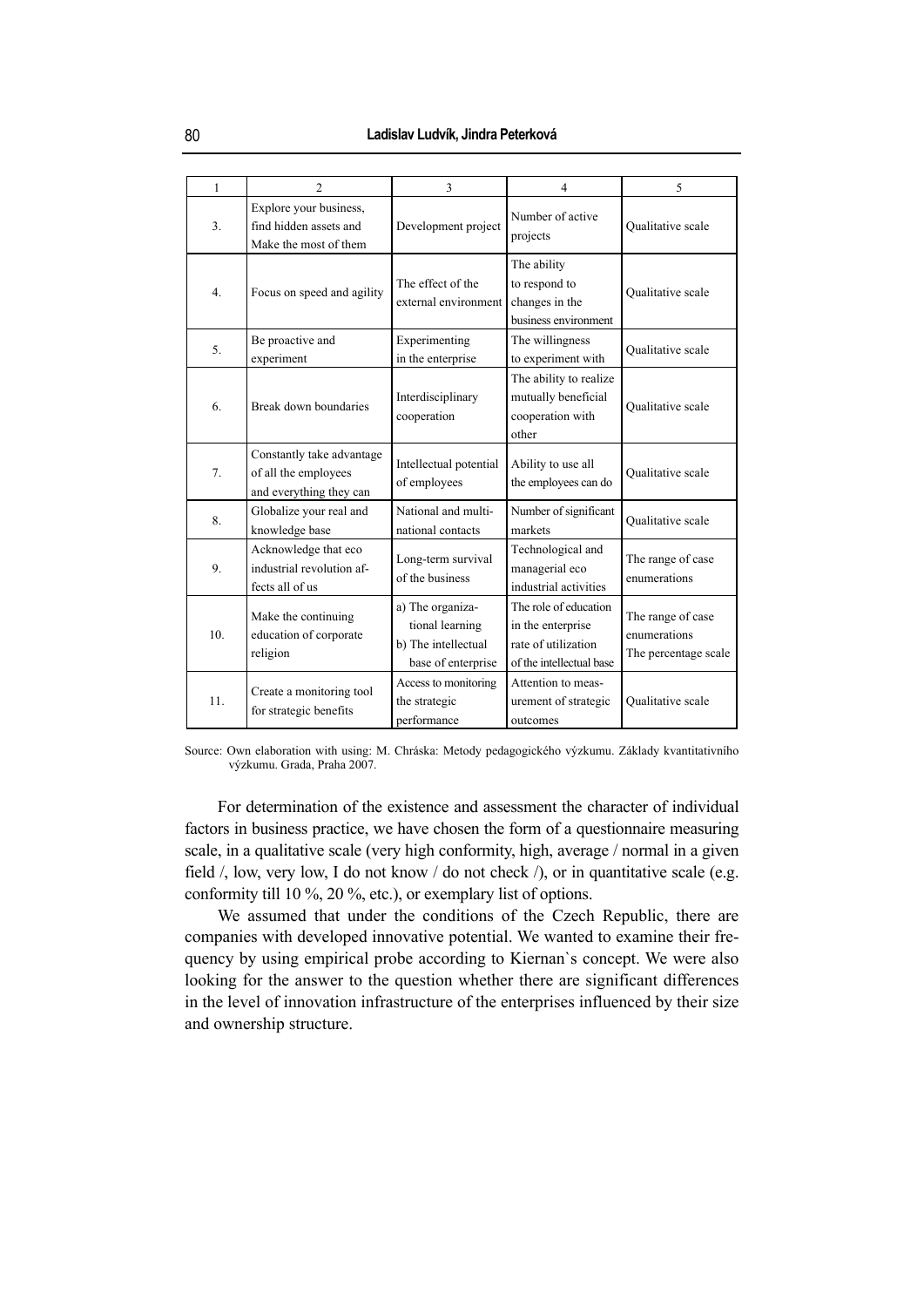| 1 | 2 | 3 | 4 | 5 |
|---|---|---|---|---|
| 3. | Explore your business, find hidden assets and Make the most of them | Development project | Number of active projects | Qualitative scale |
| 4. | Focus on speed and agility | The effect of the external environment | The ability to respond to changes in the business environment | Qualitative scale |
| 5. | Be proactive and experiment | Experimenting in the enterprise | The willingness to experiment with | Qualitative scale |
| 6. | Break down boundaries | Interdisciplinary cooperation | The ability to realize mutually beneficial cooperation with other | Qualitative scale |
| 7. | Constantly take advantage of all the employees and everything they can | Intellectual potential of employees | Ability to use all the employees can do | Qualitative scale |
| 8. | Globalize your real and knowledge base | National and multi-national contacts | Number of significant markets | Qualitative scale |
| 9. | Acknowledge that eco industrial revolution affects all of us | Long-term survival of the business | Technological and managerial eco industrial activities | The range of case enumerations |
| 10. | Make the continuing education of corporate religion | a) The organizational learning b) The intellectual base of enterprise | The role of education in the enterprise rate of utilization of the intellectual base | The range of case enumerations The percentage scale |
| 11. | Create a monitoring tool for strategic benefits | Access to monitoring the strategic performance | Attention to measurement of strategic outcomes | Qualitative scale |

Source: Own elaboration with using: M. Chráska: Metody pedagogického výzkumu. Základy kvantitativního výzkumu. Grada, Praha 2007.

For determination of the existence and assessment the character of individual factors in business practice, we have chosen the form of a questionnaire measuring scale, in a qualitative scale (very high conformity, high, average / normal in a given field /, low, very low, I do not know / do not check /), or in quantitative scale (e.g. conformity till 10 %, 20 %, etc.), or exemplary list of options.

We assumed that under the conditions of the Czech Republic, there are companies with developed innovative potential. We wanted to examine their frequency by using empirical probe according to Kiernan`s concept. We were also looking for the answer to the question whether there are significant differences in the level of innovation infrastructure of the enterprises influenced by their size and ownership structure.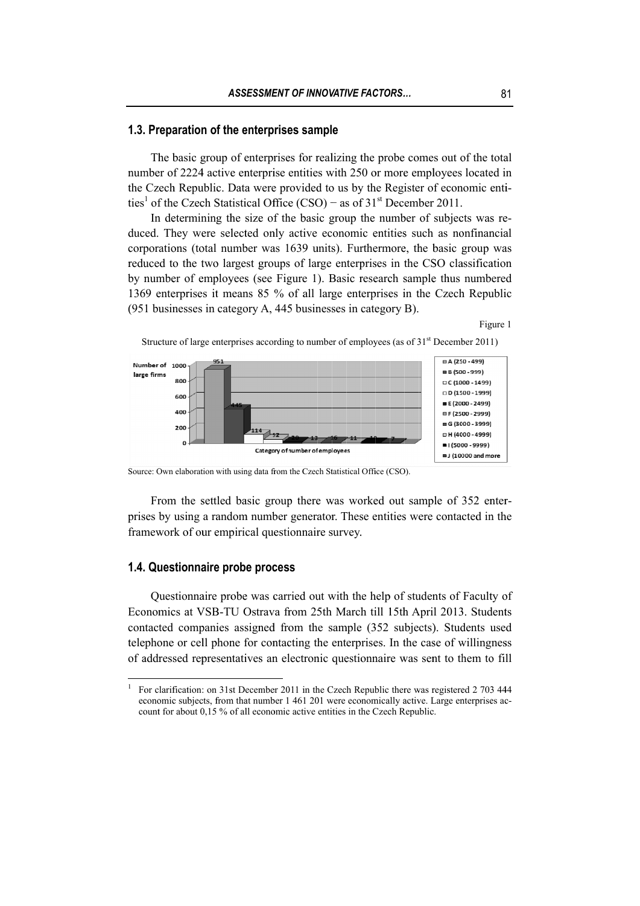## 1.3. Preparation of the enterprises sample

The basic group of enterprises for realizing the probe comes out of the total number of 2224 active enterprise entities with 250 or more employees located in the Czech Republic. Data were provided to us by the Register of economic entities[1] of the Czech Statistical Office (CSO) − as of 31st December 2011.

In determining the size of the basic group the number of subjects was reduced. They were selected only active economic entities such as nonfinancial corporations (total number was 1639 units). Furthermore, the basic group was reduced to the two largest groups of large enterprises in the CSO classification by number of employees (see Figure 1). Basic research sample thus numbered 1369 enterprises it means 85 % of all large enterprises in the Czech Republic (951 businesses in category A, 445 businesses in category B).

Figure 1

Structure of large enterprises according to number of employees (as of 31st December 2011)

Source: Own elaboration with using data from the Czech Statistical Office (CSO).

From the settled basic group there was worked out sample of 352 enterprises by using a random number generator. These entities were contacted in the framework of our empirical questionnaire survey.

## 1.4. Questionnaire probe process

Questionnaire probe was carried out with the help of students of Faculty of Economics at VSB-TU Ostrava from 25th March till 15th April 2013. Students contacted companies assigned from the sample (352 subjects). Students used telephone or cell phone for contacting the enterprises. In the case of willingness of addressed representatives an electronic questionnaire was sent to them to fill

[1] For clarification: on 31st December 2011 in the Czech Republic there was registered 2 703 444 economic subjects, from that number 1 461 201 were economically active. Large enterprises account for about 0,15 % of all economic active entities in the Czech Republic.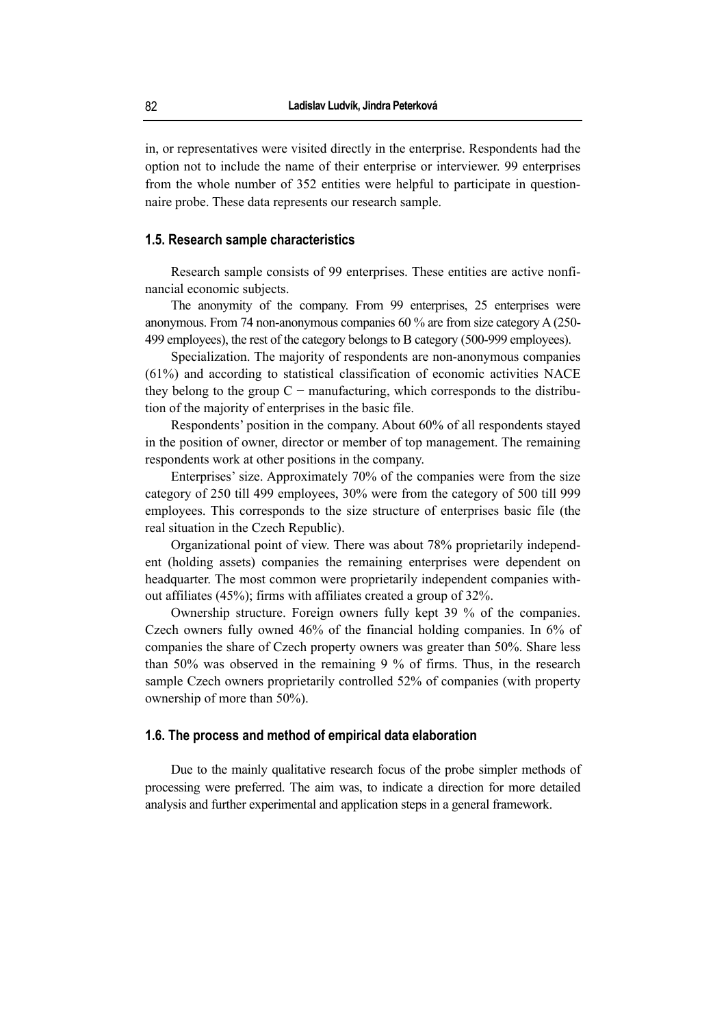in, or representatives were visited directly in the enterprise. Respondents had the option not to include the name of their enterprise or interviewer. 99 enterprises from the whole number of 352 entities were helpful to participate in questionnaire probe. These data represents our research sample.

### 1.5. Research sample characteristics

Research sample consists of 99 enterprises. These entities are active nonfinancial economic subjects.

The anonymity of the company. From 99 enterprises, 25 enterprises were anonymous. From 74 non-anonymous companies 60 % are from size category A (250-499 employees), the rest of the category belongs to B category (500-999 employees).

Specialization. The majority of respondents are non-anonymous companies (61%) and according to statistical classification of economic activities NACE they belong to the group C − manufacturing, which corresponds to the distribution of the majority of enterprises in the basic file.

Respondents' position in the company. About 60% of all respondents stayed in the position of owner, director or member of top management. The remaining respondents work at other positions in the company.

Enterprises' size. Approximately 70% of the companies were from the size category of 250 till 499 employees, 30% were from the category of 500 till 999 employees. This corresponds to the size structure of enterprises basic file (the real situation in the Czech Republic).

Organizational point of view. There was about 78% proprietarily independent (holding assets) companies the remaining enterprises were dependent on headquarter. The most common were proprietarily independent companies without affiliates (45%); firms with affiliates created a group of 32%.

Ownership structure. Foreign owners fully kept 39 % of the companies. Czech owners fully owned 46% of the financial holding companies. In 6% of companies the share of Czech property owners was greater than 50%. Share less than 50% was observed in the remaining 9 % of firms. Thus, in the research sample Czech owners proprietarily controlled 52% of companies (with property ownership of more than 50%).

### 1.6. The process and method of empirical data elaboration

Due to the mainly qualitative research focus of the probe simpler methods of processing were preferred. The aim was, to indicate a direction for more detailed analysis and further experimental and application steps in a general framework.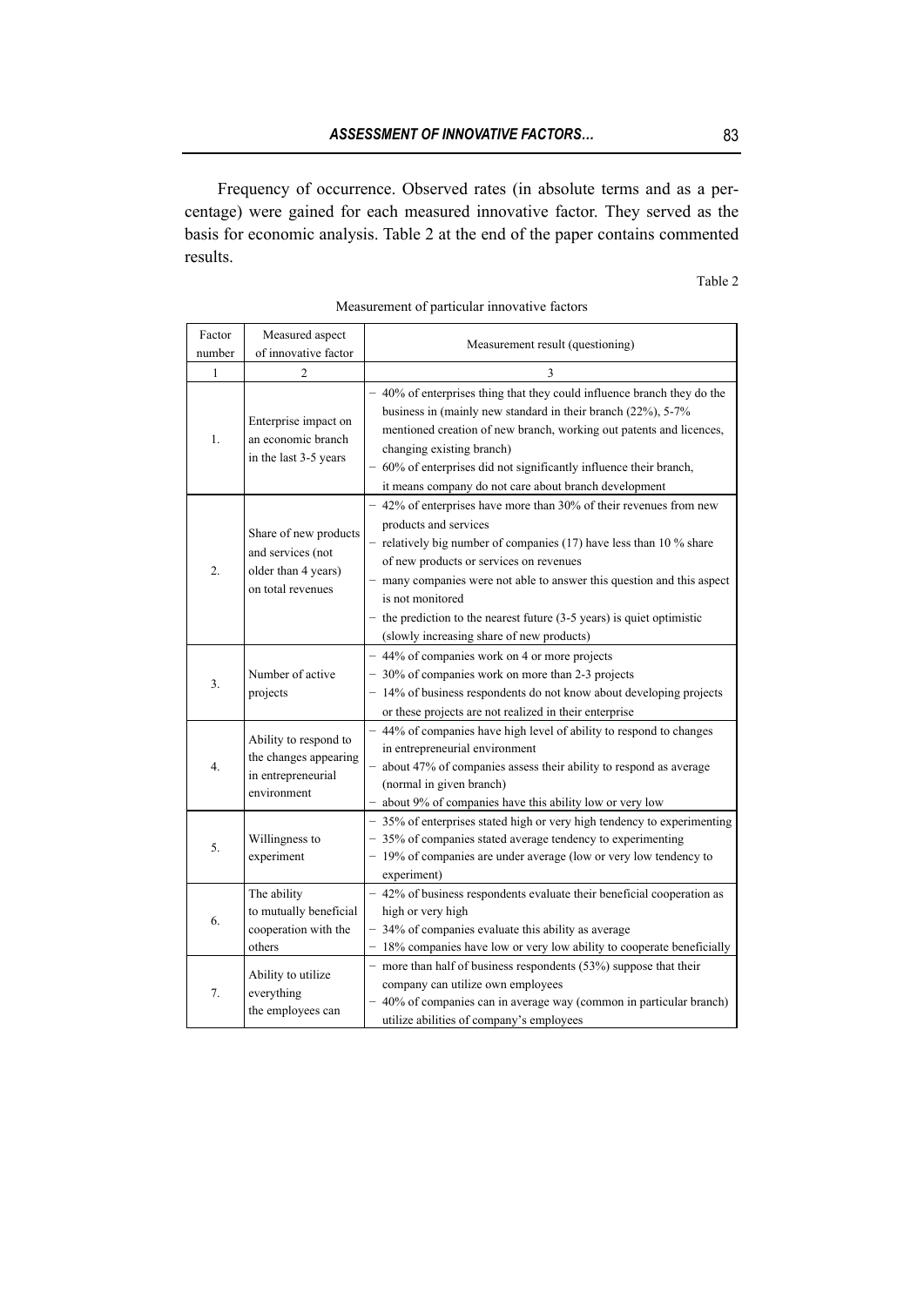Frequency of occurrence. Observed rates (in absolute terms and as a percentage) were gained for each measured innovative factor. They served as the basis for economic analysis. Table 2 at the end of the paper contains commented results.

Table 2

Measurement of particular innovative factors

| Factor number | Measured aspect of innovative factor | Measurement result (questioning) |
|---|---|---|
| 1 | 2 | 3 |
| 1. | Enterprise impact on an economic branch in the last 3-5 years | – 40% of enterprises thing that they could influence branch they do the business in (mainly new standard in their branch (22%), 5-7% mentioned creation of new branch, working out patents and licences, changing existing branch)<br>– 60% of enterprises did not significantly influence their branch, it means company do not care about branch development |
| 2. | Share of new products and services (not older than 4 years) on total revenues | – 42% of enterprises have more than 30% of their revenues from new products and services<br>– relatively big number of companies (17) have less than 10 % share of new products or services on revenues<br>– many companies were not able to answer this question and this aspect is not monitored<br>– the prediction to the nearest future (3-5 years) is quiet optimistic (slowly increasing share of new products) |
| 3. | Number of active projects | – 44% of companies work on 4 or more projects<br>– 30% of companies work on more than 2-3 projects<br>– 14% of business respondents do not know about developing projects or these projects are not realized in their enterprise |
| 4. | Ability to respond to the changes appearing in entrepreneurial environment | – 44% of companies have high level of ability to respond to changes in entrepreneurial environment<br>– about 47% of companies assess their ability to respond as average (normal in given branch)<br>– about 9% of companies have this ability low or very low |
| 5. | Willingness to experiment | – 35% of enterprises stated high or very high tendency to experimenting<br>– 35% of companies stated average tendency to experimenting<br>– 19% of companies are under average (low or very low tendency to experiment) |
| 6. | The ability to mutually beneficial cooperation with the others | – 42% of business respondents evaluate their beneficial cooperation as high or very high<br>– 34% of companies evaluate this ability as average<br>– 18% companies have low or very low ability to cooperate beneficially |
| 7. | Ability to utilize everything the employees can | – more than half of business respondents (53%) suppose that their company can utilize own employees<br>– 40% of companies can in average way (common in particular branch) utilize abilities of company's employees |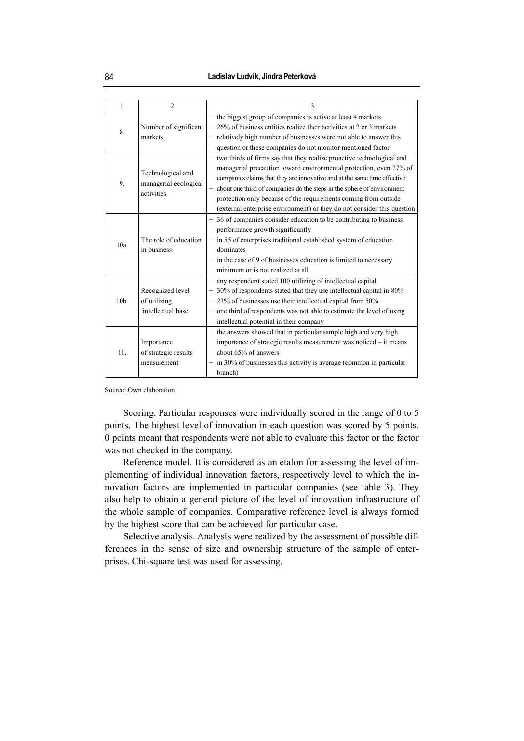| 1 | 2 | 3 |
|---|---|---|
| 8. | Number of significant markets | – the biggest group of companies is active at least 4 markets<br>– 26% of business entities realize their activities at 2 or 3 markets<br>– relatively high number of businesses were not able to answer this question or these companies do not monitor mentioned factor |
| 9. | Technological and managerial ecological activities | – two thirds of firms say that they realize proactive technological and managerial precaution toward environmental protection, even 27% of companies claims that they are innovative and at the same time effective<br>– about one third of companies do the steps in the sphere of environment protection only because of the requirements coming from outside (external enterprise environment) or they do not consider this question |
| 10a. | The role of education in business | – 36 of companies consider education to be contributing to business performance growth significantly<br>– in 55 of enterprises traditional established system of education dominates<br>– in the case of 9 of businesses education is limited to necessary minimum or is not realized at all |
| 10b. | Recognized level of utilizing intellectual base | – any respondent stated 100 utilizing of intellectual capital<br>– 30% of respondents stated that they use intellectual capital in 80%<br>– 23% of businesses use their intellectual capital from 50%<br>– one third of respondents was not able to estimate the level of using intellectual potential in their company |
| 11. | Importance of strategic results measurement | – the answers showed that in particular sample high and very high importance of strategic results measurement was noticed – it means about 65% of answers<br>– in 30% of businesses this activity is average (common in particular branch) |

Source: Own elaboration.

Scoring. Particular responses were individually scored in the range of 0 to 5 points. The highest level of innovation in each question was scored by 5 points. 0 points meant that respondents were not able to evaluate this factor or the factor was not checked in the company.

Reference model. It is considered as an etalon for assessing the level of implementing of individual innovation factors, respectively level to which the innovation factors are implemented in particular companies (see table 3). They also help to obtain a general picture of the level of innovation infrastructure of the whole sample of companies. Comparative reference level is always formed by the highest score that can be achieved for particular case.

Selective analysis. Analysis were realized by the assessment of possible differences in the sense of size and ownership structure of the sample of enterprises. Chi-square test was used for assessing.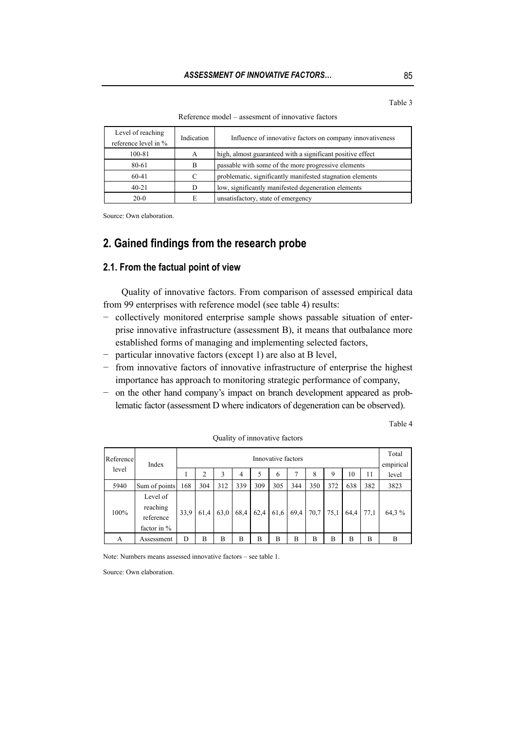Table 3

Reference model – assesment of innovative factors

| Level of reaching reference level in % | Indication | Influence of innovative factors on company innovativeness |
|---|---|---|
| 100-81 | A | high, almost guaranteed with a significant positive effect |
| 80-61 | B | passable with some of the more progressive elements |
| 60-41 | C | problematic, significantly manifested stagnation elements |
| 40-21 | D | low, significantly manifested degeneration elements |
| 20-0 | E | unsatisfactory, state of emergency |

Source: Own elaboration.

## 2. Gained findings from the research probe

### 2.1. From the factual point of view

Quality of innovative factors. From comparison of assessed empirical data from 99 enterprises with reference model (see table 4) results:

- collectively monitored enterprise sample shows passable situation of enterprise innovative infrastructure (assessment B), it means that outbalance more established forms of managing and implementing selected factors,
- particular innovative factors (except 1) are also at B level,
- from innovative factors of innovative infrastructure of enterprise the highest importance has approach to monitoring strategic performance of company,
- on the other hand company's impact on branch development appeared as problematic factor (assessment D where indicators of degeneration can be observed).

Table 4

Quality of innovative factors

| Reference level | Index | Innovative factors | | | | | | | | | | | Total empirical level |
|---|---|---|---|---|---|---|---|---|---|---|---|---|---|
| | | 1 | 2 | 3 | 4 | 5 | 6 | 7 | 8 | 9 | 10 | 11 | |
| 5940 | Sum of points | 168 | 304 | 312 | 339 | 309 | 305 | 344 | 350 | 372 | 638 | 382 | 3823 |
| 100% | Level of reaching reference factor in % | 33,9 | 61,4 | 63,0 | 68,4 | 62,4 | 61,6 | 69,4 | 70,7 | 75,1 | 64,4 | 77,1 | 64,3 % |
| A | Assessment | D | B | B | B | B | B | B | B | B | B | B | B |

Note: Numbers means assessed innovative factors – see table 1.

Source: Own elaboration.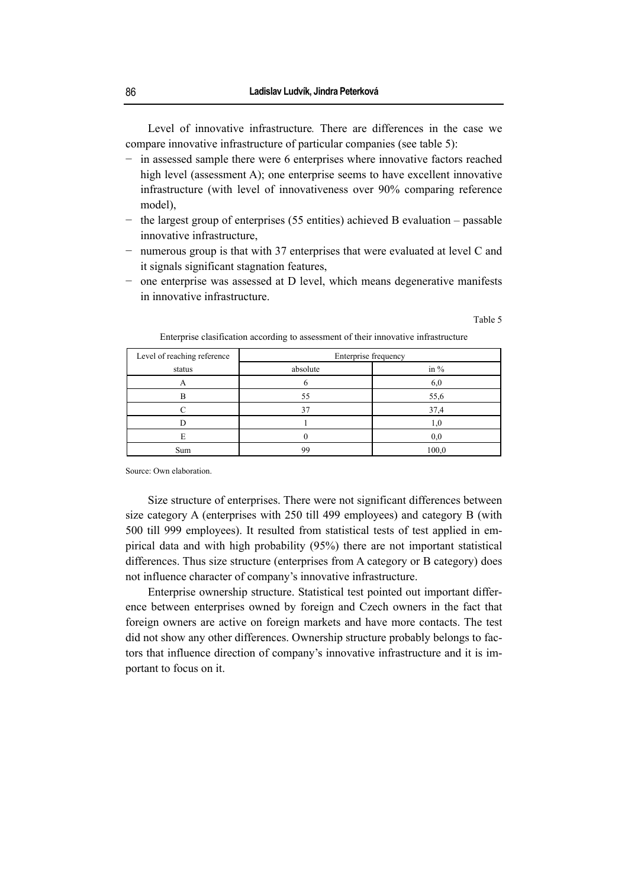Level of innovative infrastructure*.* There are differences in the case we compare innovative infrastructure of particular companies (see table 5):

- in assessed sample there were 6 enterprises where innovative factors reached high level (assessment A); one enterprise seems to have excellent innovative infrastructure (with level of innovativeness over 90% comparing reference model),
- the largest group of enterprises (55 entities) achieved B evaluation – passable innovative infrastructure,
- numerous group is that with 37 enterprises that were evaluated at level C and it signals significant stagnation features,
- one enterprise was assessed at D level, which means degenerative manifests in innovative infrastructure.

Table 5

Enterprise clasification according to assessment of their innovative infrastructure

| Level of reaching reference | Enterprise frequency | |
|---|---|---|
| status | absolute | in % |
| A | 6 | 6,0 |
| B | 55 | 55,6 |
| C | 37 | 37,4 |
| D | 1 | 1,0 |
| E | 0 | 0,0 |
| Sum | 99 | 100,0 |

Source: Own elaboration.

Size structure of enterprises. There were not significant differences between size category A (enterprises with 250 till 499 employees) and category B (with 500 till 999 employees). It resulted from statistical tests of test applied in empirical data and with high probability (95%) there are not important statistical differences. Thus size structure (enterprises from A category or B category) does not influence character of company's innovative infrastructure.

Enterprise ownership structure. Statistical test pointed out important difference between enterprises owned by foreign and Czech owners in the fact that foreign owners are active on foreign markets and have more contacts. The test did not show any other differences. Ownership structure probably belongs to factors that influence direction of company's innovative infrastructure and it is important to focus on it.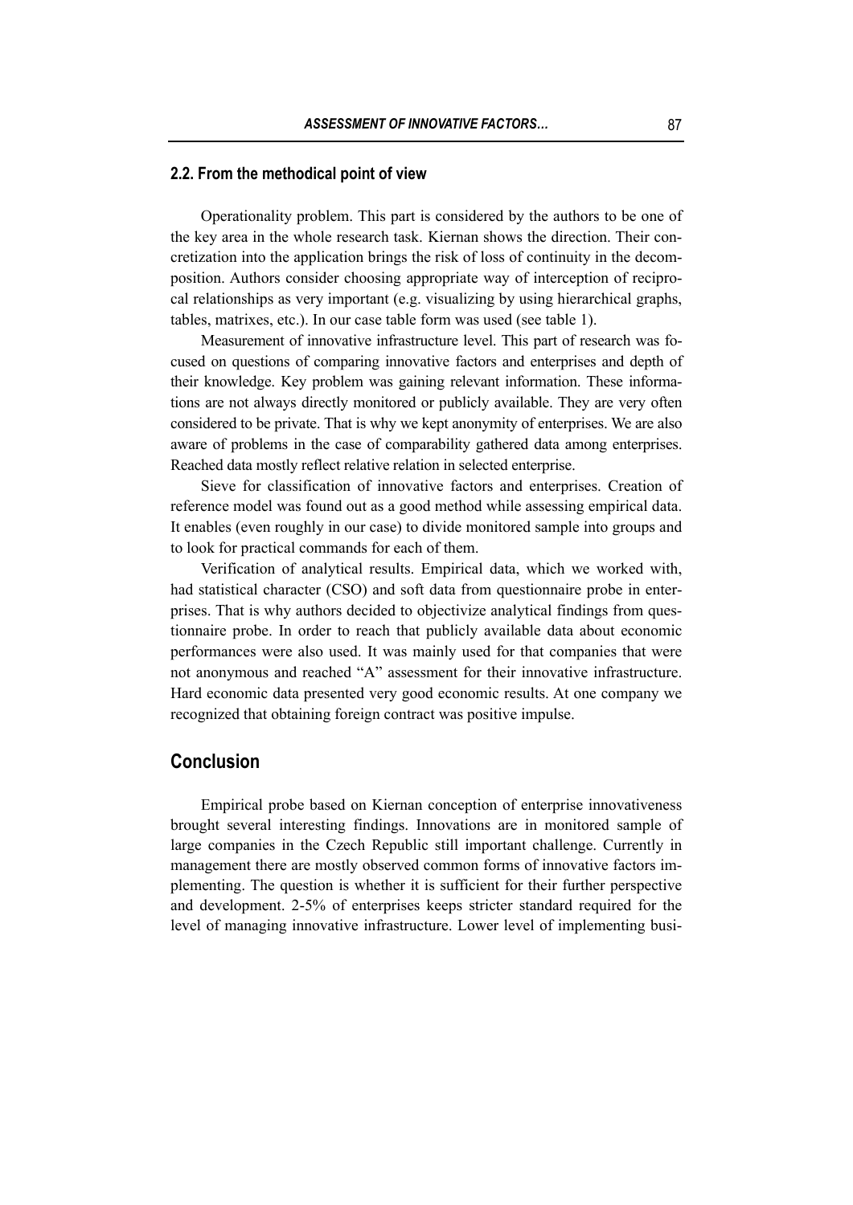## 2.2. From the methodical point of view

Operationality problem. This part is considered by the authors to be one of the key area in the whole research task. Kiernan shows the direction. Their concretization into the application brings the risk of loss of continuity in the decomposition. Authors consider choosing appropriate way of interception of reciprocal relationships as very important (e.g. visualizing by using hierarchical graphs, tables, matrixes, etc.). In our case table form was used (see table 1).

Measurement of innovative infrastructure level. This part of research was focused on questions of comparing innovative factors and enterprises and depth of their knowledge. Key problem was gaining relevant information. These informations are not always directly monitored or publicly available. They are very often considered to be private. That is why we kept anonymity of enterprises. We are also aware of problems in the case of comparability gathered data among enterprises. Reached data mostly reflect relative relation in selected enterprise.

Sieve for classification of innovative factors and enterprises. Creation of reference model was found out as a good method while assessing empirical data. It enables (even roughly in our case) to divide monitored sample into groups and to look for practical commands for each of them.

Verification of analytical results. Empirical data, which we worked with, had statistical character (CSO) and soft data from questionnaire probe in enterprises. That is why authors decided to objectivize analytical findings from questionnaire probe. In order to reach that publicly available data about economic performances were also used. It was mainly used for that companies that were not anonymous and reached "A" assessment for their innovative infrastructure. Hard economic data presented very good economic results. At one company we recognized that obtaining foreign contract was positive impulse.

# Conclusion

Empirical probe based on Kiernan conception of enterprise innovativeness brought several interesting findings. Innovations are in monitored sample of large companies in the Czech Republic still important challenge. Currently in management there are mostly observed common forms of innovative factors implementing. The question is whether it is sufficient for their further perspective and development. 2-5% of enterprises keeps stricter standard required for the level of managing innovative infrastructure. Lower level of implementing busi-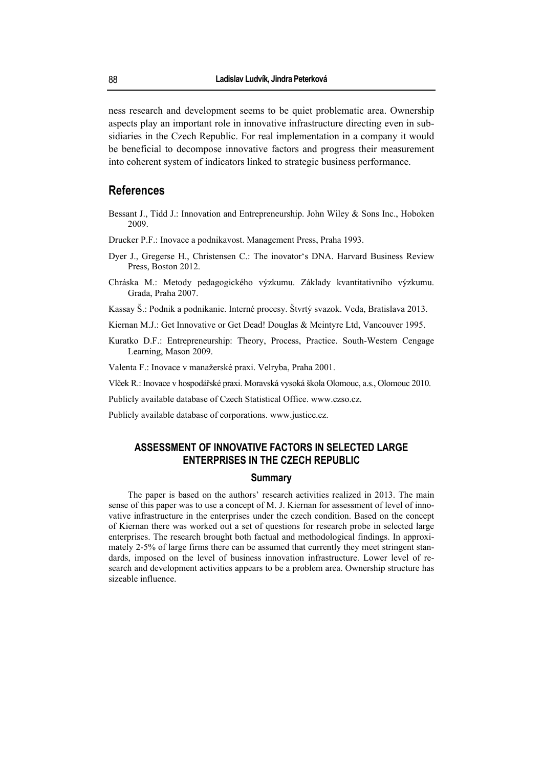ness research and development seems to be quiet problematic area. Ownership aspects play an important role in innovative infrastructure directing even in subsidiaries in the Czech Republic. For real implementation in a company it would be beneficial to decompose innovative factors and progress their measurement into coherent system of indicators linked to strategic business performance.

## References

Bessant J., Tidd J.: Innovation and Entrepreneurship. John Wiley & Sons Inc., Hoboken 2009.

Drucker P.F.: Inovace a podnikavost. Management Press, Praha 1993.

Dyer J., Gregerse H., Christensen C.: The inovator's DNA. Harvard Business Review Press, Boston 2012.

Chráska M.: Metody pedagogického výzkumu. Základy kvantitativního výzkumu. Grada, Praha 2007.

Kassay Š.: Podnik a podnikanie. Interné procesy. Štvrtý svazok. Veda, Bratislava 2013.

Kiernan M.J.: Get Innovative or Get Dead! Douglas & Mcintyre Ltd, Vancouver 1995.

Kuratko D.F.: Entrepreneurship: Theory, Process, Practice. South-Western Cengage Learning, Mason 2009.

Valenta F.: Inovace v manažerské praxi. Velryba, Praha 2001.

Vlček R.: Inovace v hospodářské praxi. Moravská vysoká škola Olomouc, a.s., Olomouc 2010.

Publicly available database of Czech Statistical Office. www.czso.cz.

Publicly available database of corporations. www.justice.cz.

### ASSESSMENT OF INNOVATIVE FACTORS IN SELECTED LARGE ENTERPRISES IN THE CZECH REPUBLIC

#### Summary

The paper is based on the authors' research activities realized in 2013. The main sense of this paper was to use a concept of M. J. Kiernan for assessment of level of innovative infrastructure in the enterprises under the czech condition. Based on the concept of Kiernan there was worked out a set of questions for research probe in selected large enterprises. The research brought both factual and methodological findings. In approximately 2-5% of large firms there can be assumed that currently they meet stringent standards, imposed on the level of business innovation infrastructure. Lower level of research and development activities appears to be a problem area. Ownership structure has sizeable influence.